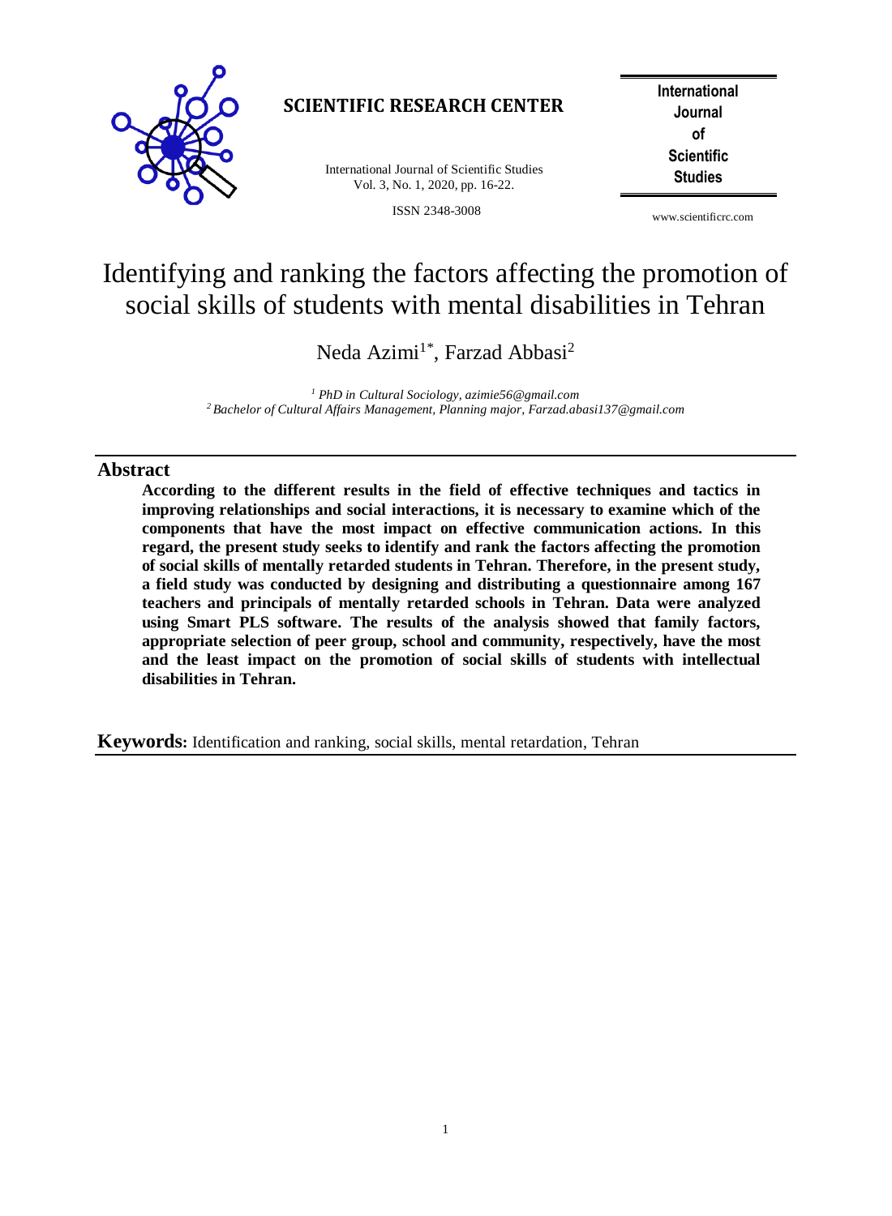# Identifying and ranking the factors affecting the promotion of social skills of students with mental disabilities in Tehran

Neda Azimi[1*], Farzad Abbasi[2]

*[1] PhD in Cultural Sociology, azimie56@gmail.com*
*[2] Bachelor of Cultural Affairs Management, Planning major, Farzad.abasi137@gmail.com*

## Abstract

**According to the different results in the field of effective techniques and tactics in improving relationships and social interactions, it is necessary to examine which of the components that have the most impact on effective communication actions. In this regard, the present study seeks to identify and rank the factors affecting the promotion of social skills of mentally retarded students in Tehran. Therefore, in the present study, a field study was conducted by designing and distributing a questionnaire among 167 teachers and principals of mentally retarded schools in Tehran. Data were analyzed using Smart PLS software. The results of the analysis showed that family factors, appropriate selection of peer group, school and community, respectively, have the most and the least impact on the promotion of social skills of students with intellectual disabilities in Tehran.**

**Keywords:** Identification and ranking, social skills, mental retardation, Tehran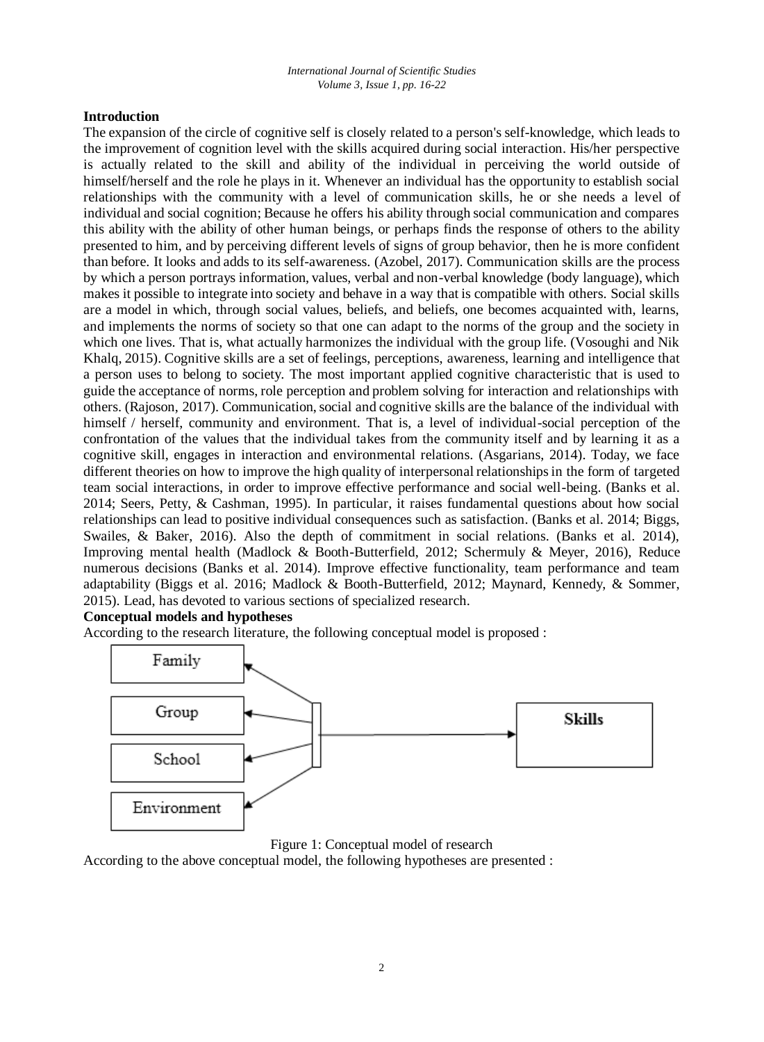## Introduction

The expansion of the circle of cognitive self is closely related to a person's self-knowledge, which leads to the improvement of cognition level with the skills acquired during social interaction. His/her perspective is actually related to the skill and ability of the individual in perceiving the world outside of himself/herself and the role he plays in it. Whenever an individual has the opportunity to establish social relationships with the community with a level of communication skills, he or she needs a level of individual and social cognition; Because he offers his ability through social communication and compares this ability with the ability of other human beings, or perhaps finds the response of others to the ability presented to him, and by perceiving different levels of signs of group behavior, then he is more confident than before. It looks and adds to its self-awareness. (Azobel, 2017). Communication skills are the process by which a person portrays information, values, verbal and non-verbal knowledge (body language), which makes it possible to integrate into society and behave in a way that is compatible with others. Social skills are a model in which, through social values, beliefs, and beliefs, one becomes acquainted with, learns, and implements the norms of society so that one can adapt to the norms of the group and the society in which one lives. That is, what actually harmonizes the individual with the group life. (Vosoughi and Nik Khalq, 2015). Cognitive skills are a set of feelings, perceptions, awareness, learning and intelligence that a person uses to belong to society. The most important applied cognitive characteristic that is used to guide the acceptance of norms, role perception and problem solving for interaction and relationships with others. (Rajoson, 2017). Communication, social and cognitive skills are the balance of the individual with himself / herself, community and environment. That is, a level of individual-social perception of the confrontation of the values that the individual takes from the community itself and by learning it as a cognitive skill, engages in interaction and environmental relations. (Asgarians, 2014). Today, we face different theories on how to improve the high quality of interpersonal relationships in the form of targeted team social interactions, in order to improve effective performance and social well-being. (Banks et al. 2014; Seers, Petty, & Cashman, 1995). In particular, it raises fundamental questions about how social relationships can lead to positive individual consequences such as satisfaction. (Banks et al. 2014; Biggs, Swailes, & Baker, 2016). Also the depth of commitment in social relations. (Banks et al. 2014), Improving mental health (Madlock & Booth-Butterfield, 2012; Schermuly & Meyer, 2016), Reduce numerous decisions (Banks et al. 2014). Improve effective functionality, team performance and team adaptability (Biggs et al. 2016; Madlock & Booth-Butterfield, 2012; Maynard, Kennedy, & Sommer, 2015). Lead, has devoted to various sections of specialized research.

## Conceptual models and hypotheses

According to the research literature, the following conceptual model is proposed :

Family
Group
School
Environment
Skills

Figure 1: Conceptual model of research

According to the above conceptual model, the following hypotheses are presented :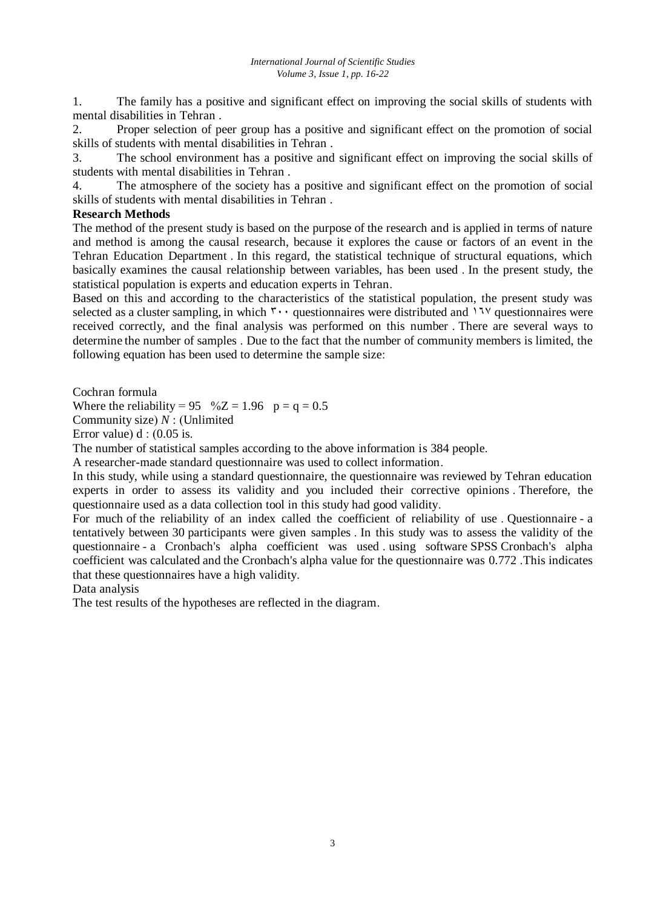1. The family has a positive and significant effect on improving the social skills of students with mental disabilities in Tehran .
2. Proper selection of peer group has a positive and significant effect on the promotion of social skills of students with mental disabilities in Tehran .
3. The school environment has a positive and significant effect on improving the social skills of students with mental disabilities in Tehran .
4. The atmosphere of the society has a positive and significant effect on the promotion of social skills of students with mental disabilities in Tehran .

**Research Methods**

The method of the present study is based on the purpose of the research and is applied in terms of nature and method is among the causal research, because it explores the cause or factors of an event in the Tehran Education Department . In this regard, the statistical technique of structural equations, which basically examines the causal relationship between variables, has been used . In the present study, the statistical population is experts and education experts in Tehran.

Based on this and according to the characteristics of the statistical population, the present study was selected as a cluster sampling, in which ۳۰۰ questionnaires were distributed and ۱٦٧ questionnaires were received correctly, and the final analysis was performed on this number . There are several ways to determine the number of samples . Due to the fact that the number of community members is limited, the following equation has been used to determine the sample size:

Cochran formula

Where the reliability = 95 %Z = 1.96 p = q = 0.5

Community size) *N* : (Unlimited

Error value) d : (0.05 is.

The number of statistical samples according to the above information is 384 people.

A researcher-made standard questionnaire was used to collect information.

In this study, while using a standard questionnaire, the questionnaire was reviewed by Tehran education experts in order to assess its validity and you included their corrective opinions . Therefore, the questionnaire used as a data collection tool in this study had good validity.

For much of the reliability of an index called the coefficient of reliability of use . Questionnaire - a tentatively between 30 participants were given samples . In this study was to assess the validity of the questionnaire - a Cronbach's alpha coefficient was used . using software SPSS Cronbach's alpha coefficient was calculated and the Cronbach's alpha value for the questionnaire was 0.772 .This indicates that these questionnaires have a high validity.

Data analysis

The test results of the hypotheses are reflected in the diagram.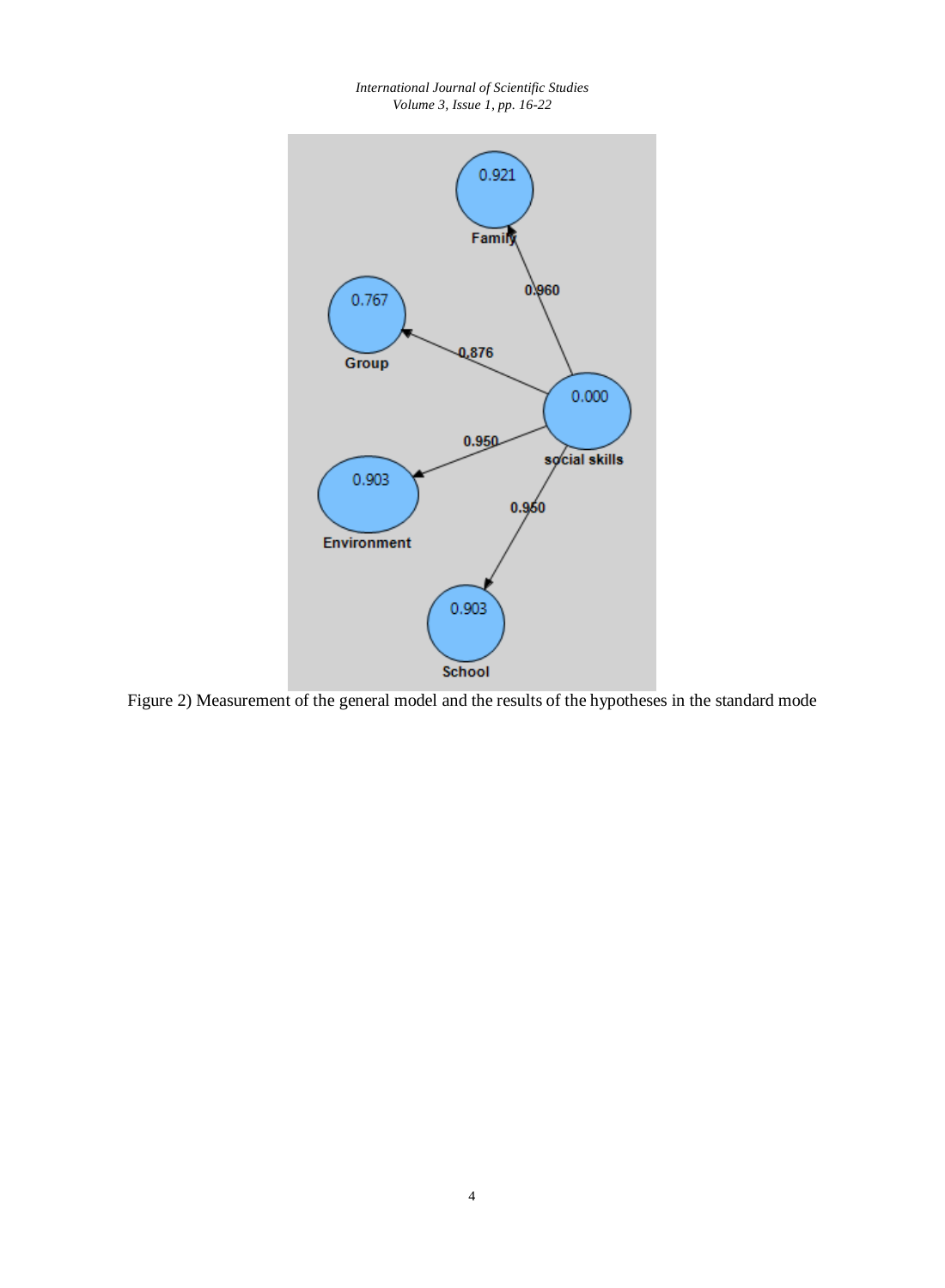Figure 2) Measurement of the general model and the results of the hypotheses in the standard mode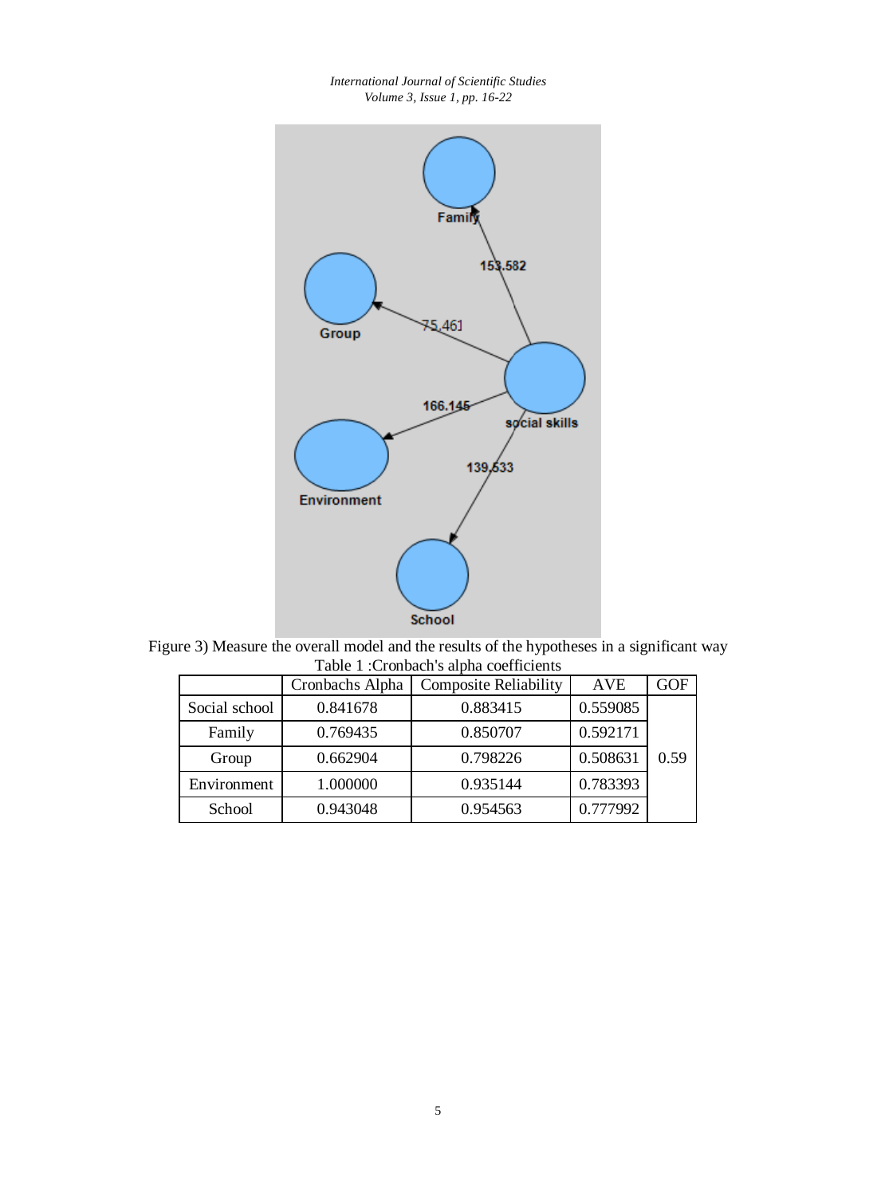Figure 3) Measure the overall model and the results of the hypotheses in a significant way

Table 1 :Cronbach's alpha coefficients

| | Cronbachs Alpha | Composite Reliability | AVE | GOF |
|---|---|---|---|---|
| Social school | 0.841678 | 0.883415 | 0.559085 | |
| Family | 0.769435 | 0.850707 | 0.592171 | |
| Group | 0.662904 | 0.798226 | 0.508631 | 0.59 |
| Environment | 1.000000 | 0.935144 | 0.783393 | |
| School | 0.943048 | 0.954563 | 0.777992 | |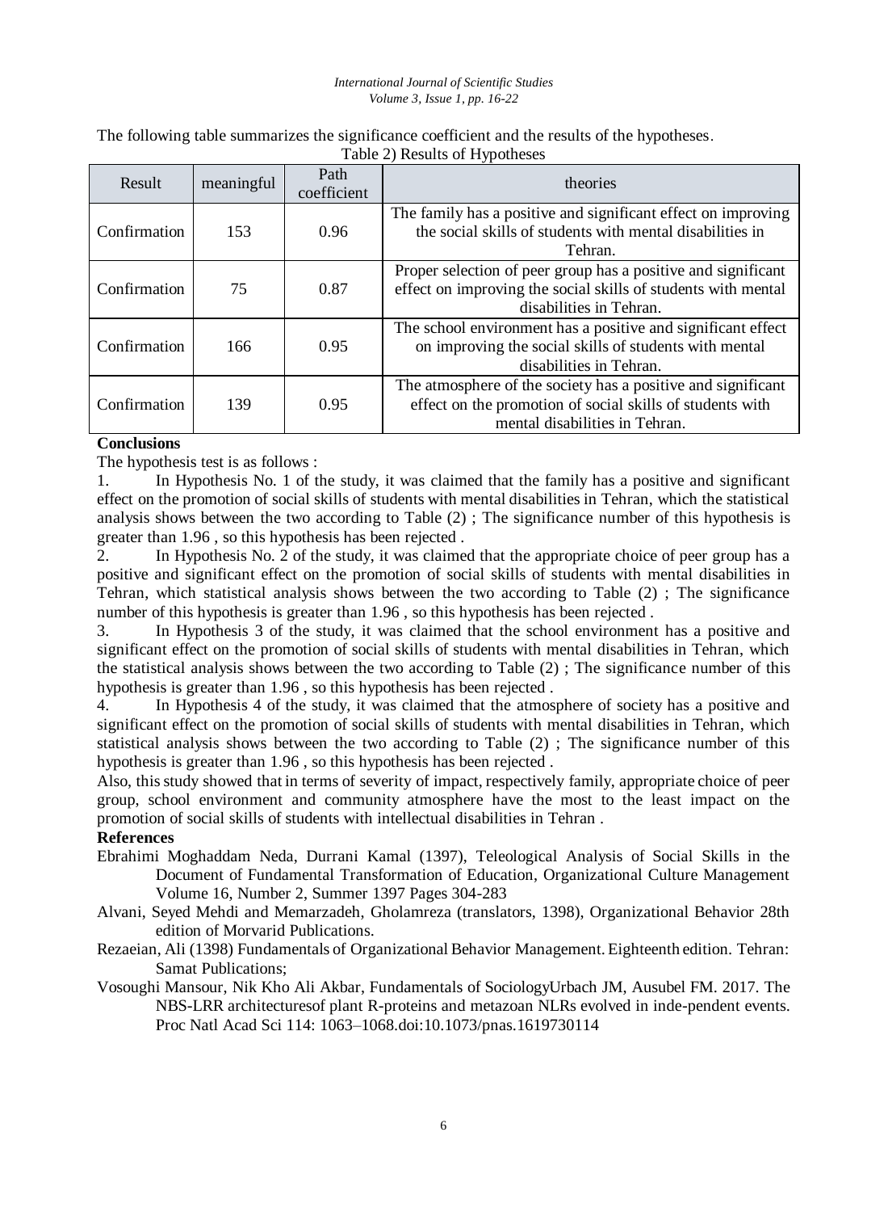The following table summarizes the significance coefficient and the results of the hypotheses.

Table 2) Results of Hypotheses

| Result | meaningful | Path coefficient | theories |
| --- | --- | --- | --- |
| Confirmation | 153 | 0.96 | The family has a positive and significant effect on improving the social skills of students with mental disabilities in Tehran. |
| Confirmation | 75 | 0.87 | Proper selection of peer group has a positive and significant effect on improving the social skills of students with mental disabilities in Tehran. |
| Confirmation | 166 | 0.95 | The school environment has a positive and significant effect on improving the social skills of students with mental disabilities in Tehran. |
| Confirmation | 139 | 0.95 | The atmosphere of the society has a positive and significant effect on the promotion of social skills of students with mental disabilities in Tehran. |

**Conclusions**

The hypothesis test is as follows :

1. In Hypothesis No. 1 of the study, it was claimed that the family has a positive and significant effect on the promotion of social skills of students with mental disabilities in Tehran, which the statistical analysis shows between the two according to Table (2) ; The significance number of this hypothesis is greater than 1.96 , so this hypothesis has been rejected .
2. In Hypothesis No. 2 of the study, it was claimed that the appropriate choice of peer group has a positive and significant effect on the promotion of social skills of students with mental disabilities in Tehran, which statistical analysis shows between the two according to Table (2) ; The significance number of this hypothesis is greater than 1.96 , so this hypothesis has been rejected .
3. In Hypothesis 3 of the study, it was claimed that the school environment has a positive and significant effect on the promotion of social skills of students with mental disabilities in Tehran, which the statistical analysis shows between the two according to Table (2) ; The significance number of this hypothesis is greater than 1.96 , so this hypothesis has been rejected .
4. In Hypothesis 4 of the study, it was claimed that the atmosphere of society has a positive and significant effect on the promotion of social skills of students with mental disabilities in Tehran, which statistical analysis shows between the two according to Table (2) ; The significance number of this hypothesis is greater than 1.96 , so this hypothesis has been rejected .

Also, this study showed that in terms of severity of impact, respectively family, appropriate choice of peer group, school environment and community atmosphere have the most to the least impact on the promotion of social skills of students with intellectual disabilities in Tehran .

**References**

Ebrahimi Moghaddam Neda, Durrani Kamal (1397), Teleological Analysis of Social Skills in the Document of Fundamental Transformation of Education, Organizational Culture Management Volume 16, Number 2, Summer 1397 Pages 304-283

Alvani, Seyed Mehdi and Memarzadeh, Gholamreza (translators, 1398), Organizational Behavior 28th edition of Morvarid Publications.

Rezaeian, Ali (1398) Fundamentals of Organizational Behavior Management. Eighteenth edition. Tehran: Samat Publications;

Vosoughi Mansour, Nik Kho Ali Akbar, Fundamentals of SociologyUrbach JM, Ausubel FM. 2017. The NBS-LRR architecturesof plant R-proteins and metazoan NLRs evolved in inde-pendent events. Proc Natl Acad Sci 114: 1063–1068.doi:10.1073/pnas.1619730114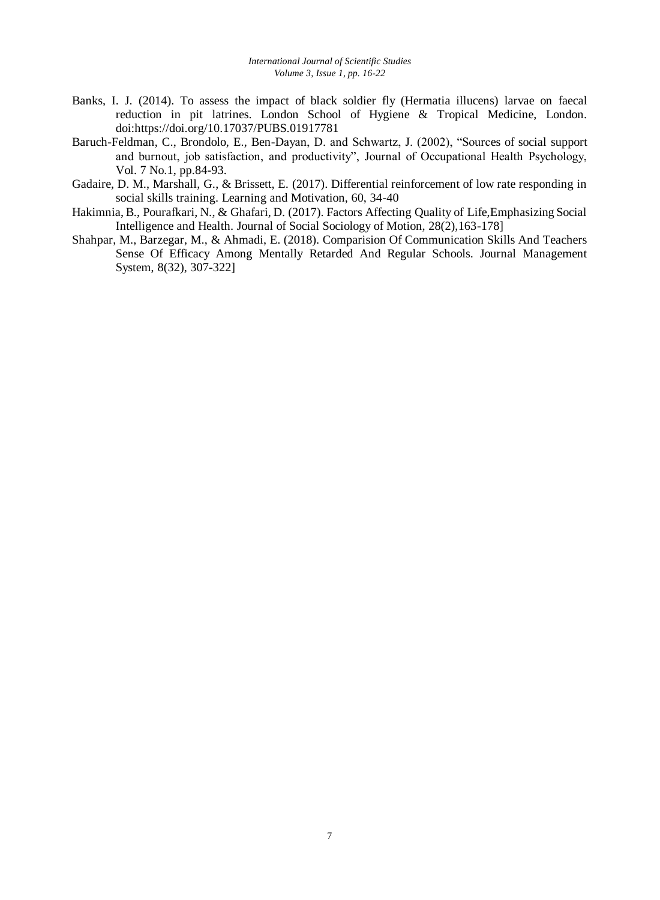Banks, I. J. (2014). To assess the impact of black soldier fly (Hermatia illucens) larvae on faecal reduction in pit latrines. London School of Hygiene & Tropical Medicine, London. doi:https://doi.org/10.17037/PUBS.01917781

Baruch-Feldman, C., Brondolo, E., Ben-Dayan, D. and Schwartz, J. (2002), "Sources of social support and burnout, job satisfaction, and productivity", Journal of Occupational Health Psychology, Vol. 7 No.1, pp.84-93.

Gadaire, D. M., Marshall, G., & Brissett, E. (2017). Differential reinforcement of low rate responding in social skills training. Learning and Motivation, 60, 34-40

Hakimnia, B., Pourafkari, N., & Ghafari, D. (2017). Factors Affecting Quality of Life,Emphasizing Social Intelligence and Health. Journal of Social Sociology of Motion, 28(2),163-178]

Shahpar, M., Barzegar, M., & Ahmadi, E. (2018). Comparision Of Communication Skills And Teachers Sense Of Efficacy Among Mentally Retarded And Regular Schools. Journal Management System, 8(32), 307-322]